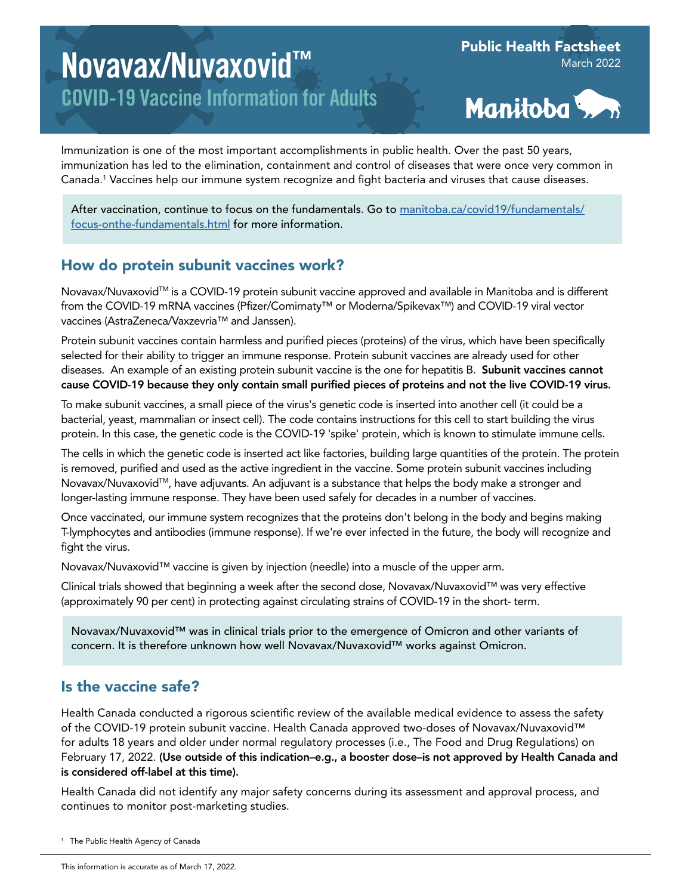# Novavax/Nuvaxovid™

## COVID-19 Vaccine Information for Adults

Public Health Factsheet
March 2022

Manitoba

Immunization is one of the most important accomplishments in public health. Over the past 50 years, immunization has led to the elimination, containment and control of diseases that were once very common in Canada.[1] Vaccines help our immune system recognize and fight bacteria and viruses that cause diseases.

After vaccination, continue to focus on the fundamentals. Go to [manitoba.ca/covid19/fundamentals/focus-onthe-fundamentals.html](manitoba.ca/covid19/fundamentals/focus-onthe-fundamentals.html) for more information.

## How do protein subunit vaccines work?

Novavax/Nuvaxovid™ is a COVID-19 protein subunit vaccine approved and available in Manitoba and is different from the COVID-19 mRNA vaccines (Pfizer/Comirnaty™ or Moderna/Spikevax™) and COVID-19 viral vector vaccines (AstraZeneca/Vaxzevria™ and Janssen).

Protein subunit vaccines contain harmless and purified pieces (proteins) of the virus, which have been specifically selected for their ability to trigger an immune response. Protein subunit vaccines are already used for other diseases. An example of an existing protein subunit vaccine is the one for hepatitis B. **Subunit vaccines cannot cause COVID-19 because they only contain small purified pieces of proteins and not the live COVID-19 virus.**

To make subunit vaccines, a small piece of the virus's genetic code is inserted into another cell (it could be a bacterial, yeast, mammalian or insect cell). The code contains instructions for this cell to start building the virus protein. In this case, the genetic code is the COVID-19 'spike' protein, which is known to stimulate immune cells.

The cells in which the genetic code is inserted act like factories, building large quantities of the protein. The protein is removed, purified and used as the active ingredient in the vaccine. Some protein subunit vaccines including Novavax/Nuvaxovid™, have adjuvants. An adjuvant is a substance that helps the body make a stronger and longer-lasting immune response. They have been used safely for decades in a number of vaccines.

Once vaccinated, our immune system recognizes that the proteins don't belong in the body and begins making T-lymphocytes and antibodies (immune response). If we're ever infected in the future, the body will recognize and fight the virus.

Novavax/Nuvaxovid™ vaccine is given by injection (needle) into a muscle of the upper arm.

Clinical trials showed that beginning a week after the second dose, Novavax/Nuvaxovid™ was very effective (approximately 90 per cent) in protecting against circulating strains of COVID-19 in the short- term.

Novavax/Nuvaxovid™ was in clinical trials prior to the emergence of Omicron and other variants of concern. It is therefore unknown how well Novavax/Nuvaxovid™ works against Omicron.

## Is the vaccine safe?

Health Canada conducted a rigorous scientific review of the available medical evidence to assess the safety of the COVID-19 protein subunit vaccine. Health Canada approved two-doses of Novavax/Nuvaxovid™ for adults 18 years and older under normal regulatory processes (i.e., The Food and Drug Regulations) on February 17, 2022. **(Use outside of this indication–e.g., a booster dose–is not approved by Health Canada and is considered off-label at this time).**

Health Canada did not identify any major safety concerns during its assessment and approval process, and continues to monitor post-marketing studies.

[1] The Public Health Agency of Canada

This information is accurate as of March 17, 2022.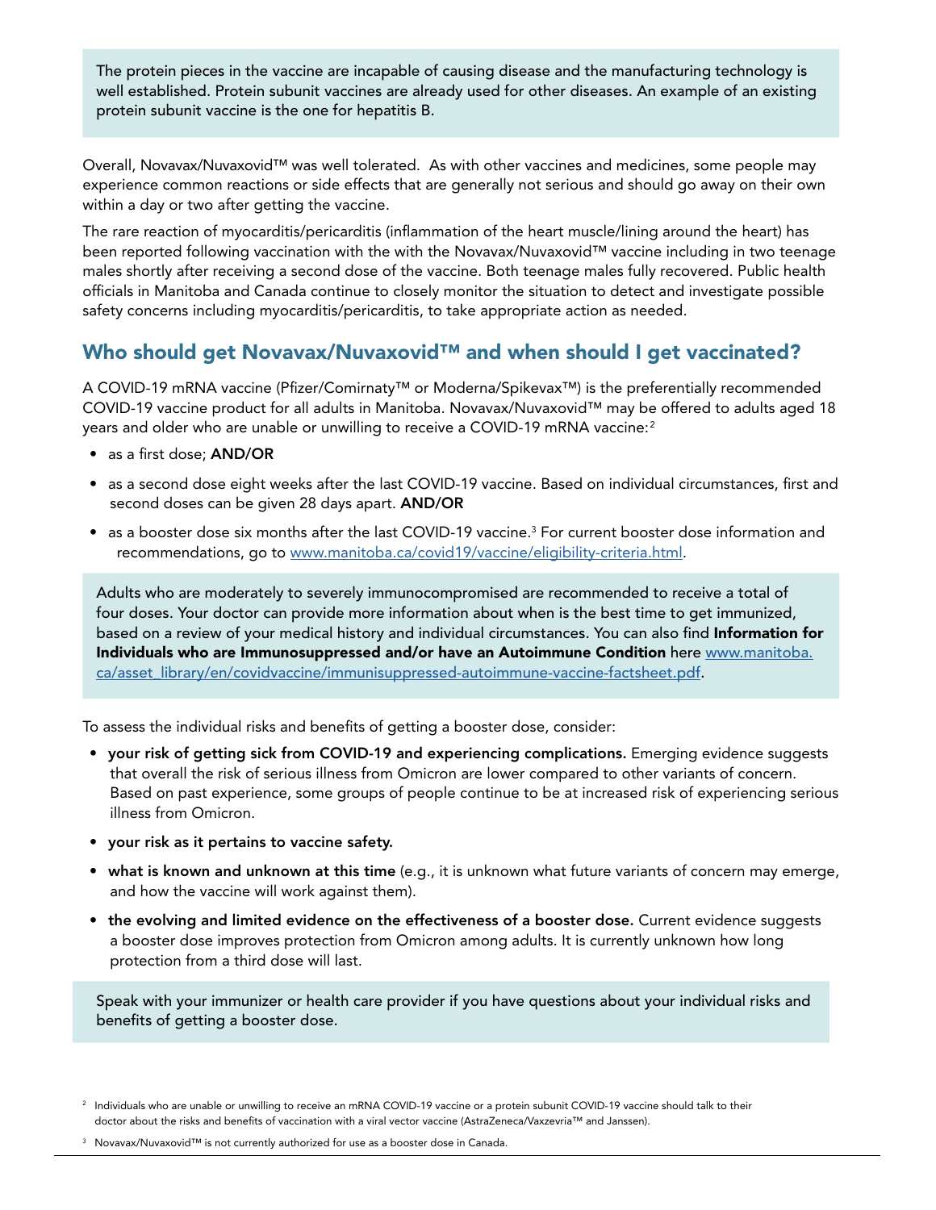The protein pieces in the vaccine are incapable of causing disease and the manufacturing technology is well established. Protein subunit vaccines are already used for other diseases. An example of an existing protein subunit vaccine is the one for hepatitis B.

Overall, Novavax/Nuvaxovid™ was well tolerated. As with other vaccines and medicines, some people may experience common reactions or side effects that are generally not serious and should go away on their own within a day or two after getting the vaccine.

The rare reaction of myocarditis/pericarditis (inflammation of the heart muscle/lining around the heart) has been reported following vaccination with the with the Novavax/Nuvaxovid™ vaccine including in two teenage males shortly after receiving a second dose of the vaccine. Both teenage males fully recovered. Public health officials in Manitoba and Canada continue to closely monitor the situation to detect and investigate possible safety concerns including myocarditis/pericarditis, to take appropriate action as needed.

## Who should get Novavax/Nuvaxovid™ and when should I get vaccinated?

A COVID-19 mRNA vaccine (Pfizer/Comirnaty™ or Moderna/Spikevax™) is the preferentially recommended COVID-19 vaccine product for all adults in Manitoba. Novavax/Nuvaxovid™ may be offered to adults aged 18 years and older who are unable or unwilling to receive a COVID-19 mRNA vaccine:[2]

- as a first dose; **AND/OR**
- as a second dose eight weeks after the last COVID-19 vaccine. Based on individual circumstances, first and second doses can be given 28 days apart. **AND/OR**
- as a booster dose six months after the last COVID-19 vaccine.[3] For current booster dose information and recommendations, go to www.manitoba.ca/covid19/vaccine/eligibility-criteria.html.

Adults who are moderately to severely immunocompromised are recommended to receive a total of four doses. Your doctor can provide more information about when is the best time to get immunized, based on a review of your medical history and individual circumstances. You can also find **Information for Individuals who are Immunosuppressed and/or have an Autoimmune Condition** here www.manitoba.ca/asset_library/en/covidvaccine/immunisuppressed-autoimmune-vaccine-factsheet.pdf.

To assess the individual risks and benefits of getting a booster dose, consider:

- **your risk of getting sick from COVID-19 and experiencing complications.** Emerging evidence suggests that overall the risk of serious illness from Omicron are lower compared to other variants of concern. Based on past experience, some groups of people continue to be at increased risk of experiencing serious illness from Omicron.
- **your risk as it pertains to vaccine safety.**
- **what is known and unknown at this time** (e.g., it is unknown what future variants of concern may emerge, and how the vaccine will work against them).
- **the evolving and limited evidence on the effectiveness of a booster dose.** Current evidence suggests a booster dose improves protection from Omicron among adults. It is currently unknown how long protection from a third dose will last.

Speak with your immunizer or health care provider if you have questions about your individual risks and benefits of getting a booster dose.

[2] Individuals who are unable or unwilling to receive an mRNA COVID-19 vaccine or a protein subunit COVID-19 vaccine should talk to their doctor about the risks and benefits of vaccination with a viral vector vaccine (AstraZeneca/Vaxzevria™ and Janssen).

[3] Novavax/Nuvaxovid™ is not currently authorized for use as a booster dose in Canada.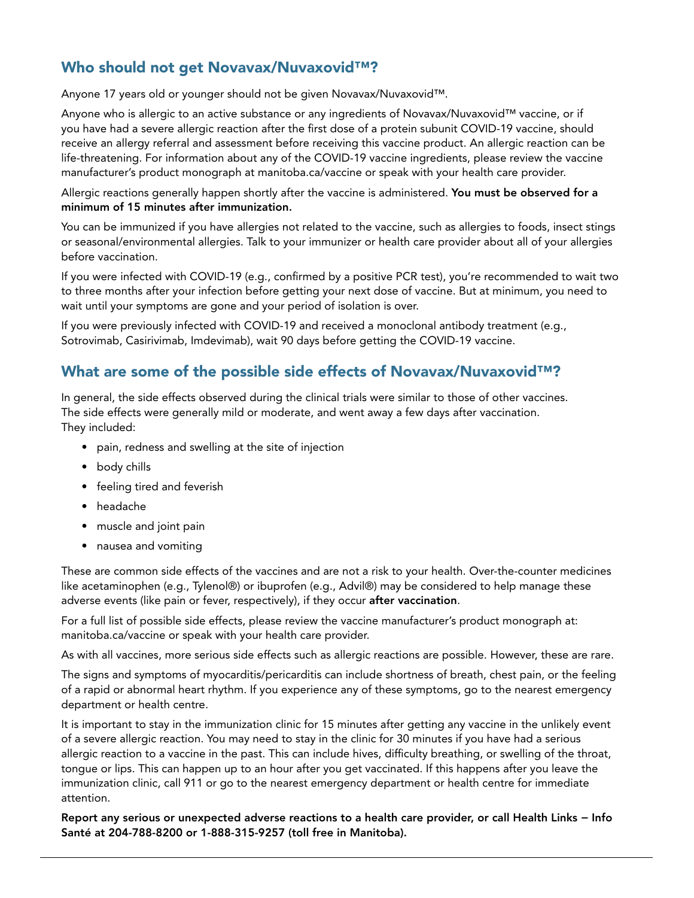## Who should not get Novavax/Nuvaxovid™?

Anyone 17 years old or younger should not be given Novavax/Nuvaxovid™.

Anyone who is allergic to an active substance or any ingredients of Novavax/Nuvaxovid™ vaccine, or if you have had a severe allergic reaction after the first dose of a protein subunit COVID-19 vaccine, should receive an allergy referral and assessment before receiving this vaccine product. An allergic reaction can be life-threatening. For information about any of the COVID-19 vaccine ingredients, please review the vaccine manufacturer's product monograph at manitoba.ca/vaccine or speak with your health care provider.

Allergic reactions generally happen shortly after the vaccine is administered. **You must be observed for a minimum of 15 minutes after immunization.**

You can be immunized if you have allergies not related to the vaccine, such as allergies to foods, insect stings or seasonal/environmental allergies. Talk to your immunizer or health care provider about all of your allergies before vaccination.

If you were infected with COVID-19 (e.g., confirmed by a positive PCR test), you're recommended to wait two to three months after your infection before getting your next dose of vaccine. But at minimum, you need to wait until your symptoms are gone and your period of isolation is over.

If you were previously infected with COVID-19 and received a monoclonal antibody treatment (e.g., Sotrovimab, Casirivimab, Imdevimab), wait 90 days before getting the COVID-19 vaccine.

## What are some of the possible side effects of Novavax/Nuvaxovid™?

In general, the side effects observed during the clinical trials were similar to those of other vaccines. The side effects were generally mild or moderate, and went away a few days after vaccination. They included:

- pain, redness and swelling at the site of injection
- body chills
- feeling tired and feverish
- headache
- muscle and joint pain
- nausea and vomiting

These are common side effects of the vaccines and are not a risk to your health. Over-the-counter medicines like acetaminophen (e.g., Tylenol®) or ibuprofen (e.g., Advil®) may be considered to help manage these adverse events (like pain or fever, respectively), if they occur **after vaccination**.

For a full list of possible side effects, please review the vaccine manufacturer's product monograph at: manitoba.ca/vaccine or speak with your health care provider.

As with all vaccines, more serious side effects such as allergic reactions are possible. However, these are rare.

The signs and symptoms of myocarditis/pericarditis can include shortness of breath, chest pain, or the feeling of a rapid or abnormal heart rhythm. If you experience any of these symptoms, go to the nearest emergency department or health centre.

It is important to stay in the immunization clinic for 15 minutes after getting any vaccine in the unlikely event of a severe allergic reaction. You may need to stay in the clinic for 30 minutes if you have had a serious allergic reaction to a vaccine in the past. This can include hives, difficulty breathing, or swelling of the throat, tongue or lips. This can happen up to an hour after you get vaccinated. If this happens after you leave the immunization clinic, call 911 or go to the nearest emergency department or health centre for immediate attention.

**Report any serious or unexpected adverse reactions to a health care provider, or call Health Links – Info Santé at 204-788-8200 or 1-888-315-9257 (toll free in Manitoba).**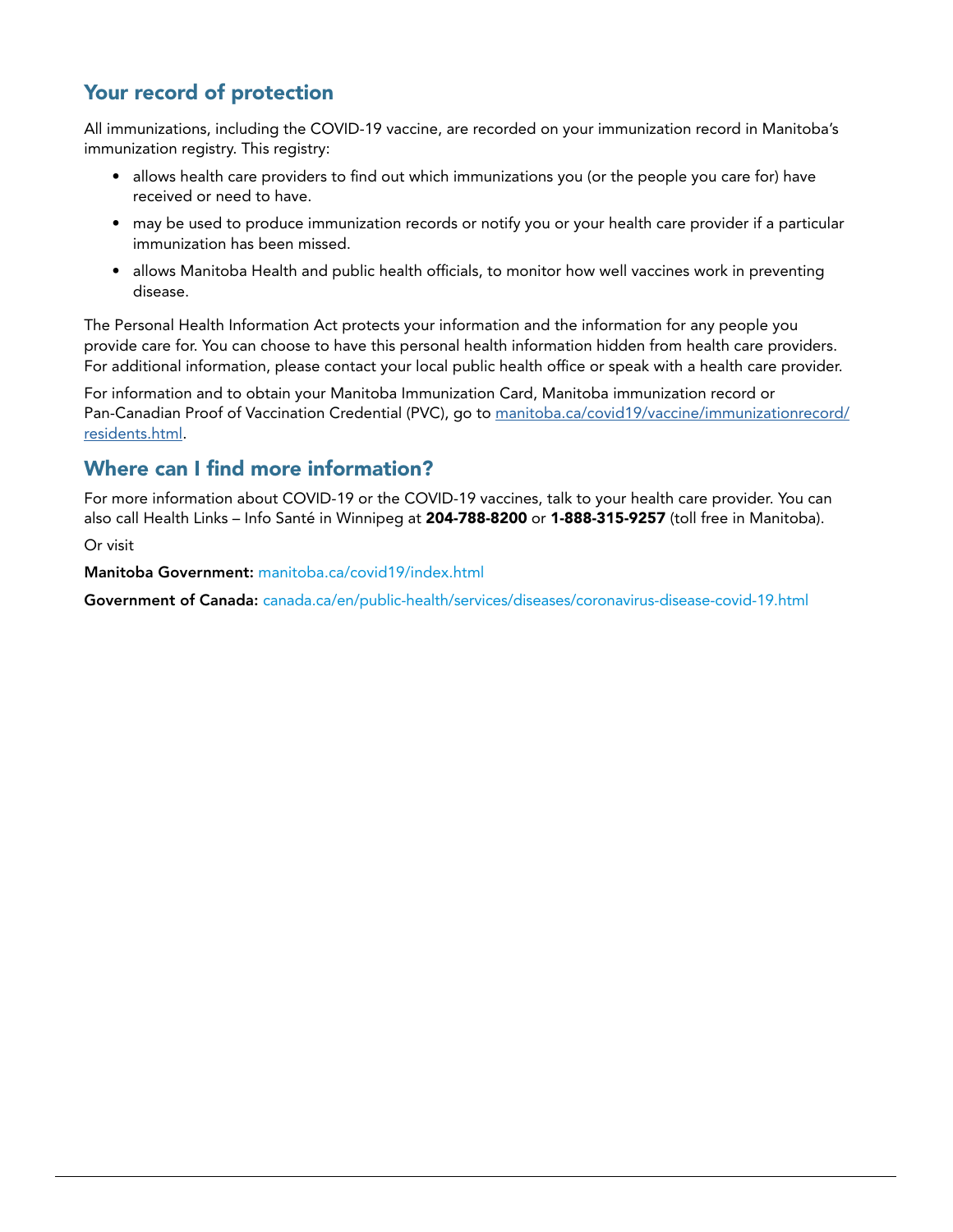## Your record of protection

All immunizations, including the COVID-19 vaccine, are recorded on your immunization record in Manitoba's immunization registry. This registry:

- allows health care providers to find out which immunizations you (or the people you care for) have received or need to have.
- may be used to produce immunization records or notify you or your health care provider if a particular immunization has been missed.
- allows Manitoba Health and public health officials, to monitor how well vaccines work in preventing disease.

The Personal Health Information Act protects your information and the information for any people you provide care for. You can choose to have this personal health information hidden from health care providers. For additional information, please contact your local public health office or speak with a health care provider.

For information and to obtain your Manitoba Immunization Card, Manitoba immunization record or Pan-Canadian Proof of Vaccination Credential (PVC), go to manitoba.ca/covid19/vaccine/immunizationrecord/residents.html.

## Where can I find more information?

For more information about COVID-19 or the COVID-19 vaccines, talk to your health care provider. You can also call Health Links – Info Santé in Winnipeg at **204-788-8200** or **1-888-315-9257** (toll free in Manitoba).

Or visit

**Manitoba Government:** manitoba.ca/covid19/index.html

**Government of Canada:** canada.ca/en/public-health/services/diseases/coronavirus-disease-covid-19.html